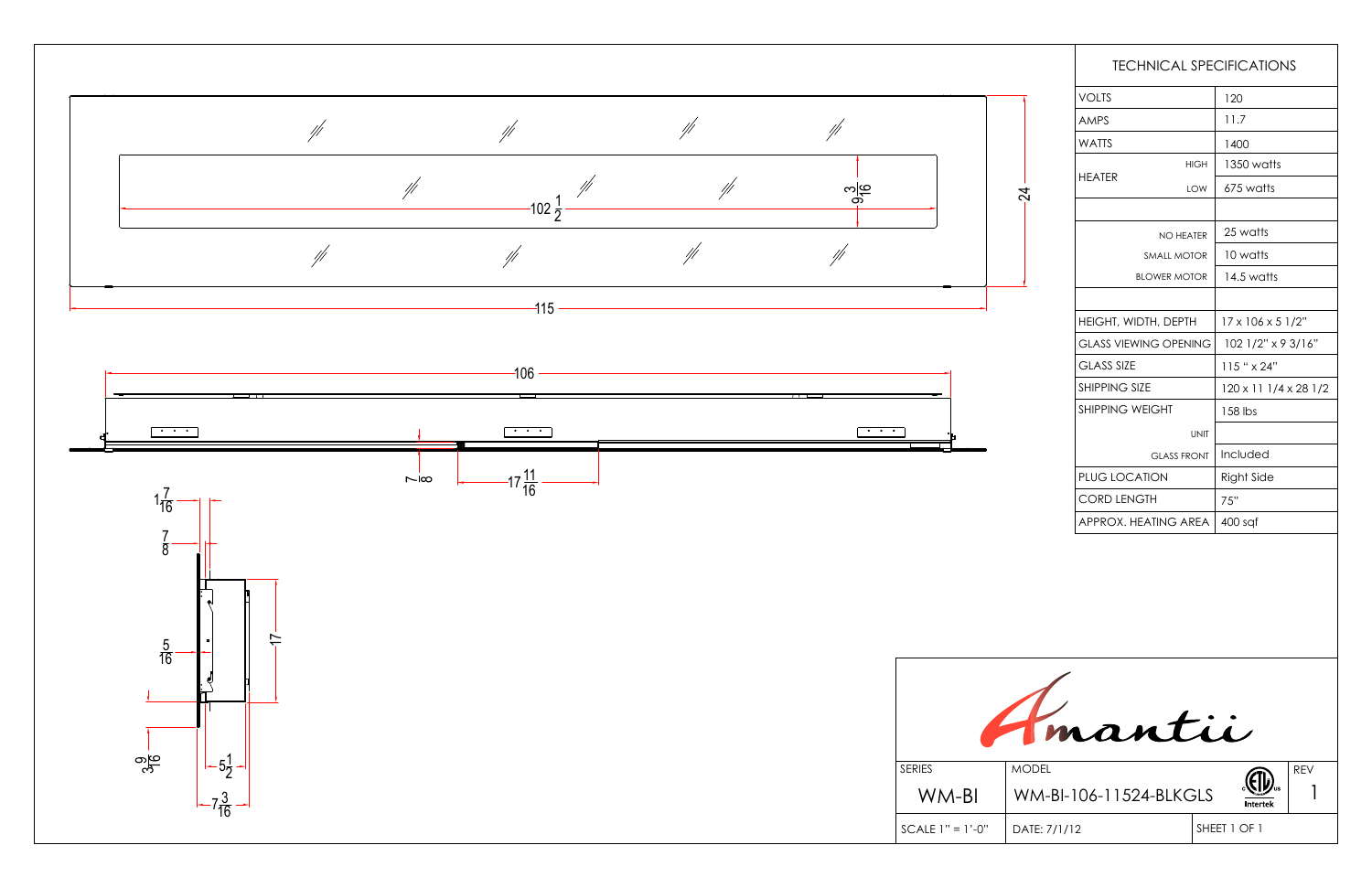## TECHNICAL SPECIFICATIONS

| | |
|---|---|
| VOLTS | 120 |
| AMPS | 11.7 |
| WATTS | 1400 |
| HEATER HIGH | 1350 watts |
| HEATER LOW | 675 watts |
| | |
| NO HEATER | 25 watts |
| SMALL MOTOR | 10 watts |
| BLOWER MOTOR | 14.5 watts |
| | |
| HEIGHT, WIDTH, DEPTH | 17 x 106 x 5 1/2" |
| GLASS VIEWING OPENING | 102 1/2" x 9 3/16" |
| GLASS SIZE | 115 " x 24" |
| SHIPPING SIZE | 120 x 11 1/4 x 28 1/2 |
| SHIPPING WEIGHT | 158 lbs |
| UNIT | |
| GLASS FRONT | Included |
| PLUG LOCATION | Right Side |
| CORD LENGTH | 75" |
| APPROX. HEATING AREA | 400 sqf |

Dimensions shown: 115, 24, 102 1/2, 9 3/16, 106, 7/8, 17 11/16, 1 7/16, 7/8, 5/16, 17, 3 9/16, 5 1/2, 7 3/16

Amantii

| SERIES | MODEL | | REV |
|---|---|---|---|
| WM-BI | WM-BI-106-11524-BLKGLS | Intertek | 1 |
| SCALE 1" = 1'-0" | DATE: 7/1/12 | SHEET 1 OF 1 | |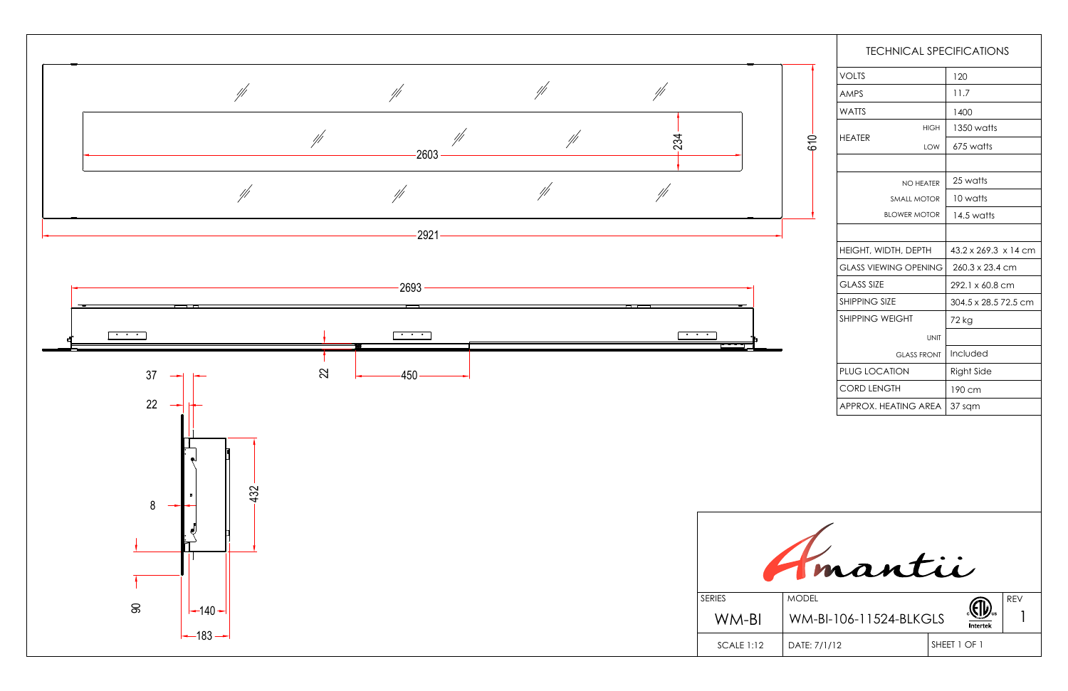2603

234

610

2921

2693

22

450

37

22

8

432

90

140

183

## TECHNICAL SPECIFICATIONS

| | |
|---|---|
| VOLTS | 120 |
| AMPS | 11.7 |
| WATTS | 1400 |
| HEATER HIGH | 1350 watts |
| HEATER LOW | 675 watts |
| | |
| NO HEATER | 25 watts |
| SMALL MOTOR | 10 watts |
| BLOWER MOTOR | 14.5 watts |
| | |
| HEIGHT, WIDTH, DEPTH | 43.2 x 269.3 x 14 cm |
| GLASS VIEWING OPENING | 260.3 x 23.4 cm |
| GLASS SIZE | 292.1 x 60.8 cm |
| SHIPPING SIZE | 304.5 x 28.5 72.5 cm |
| SHIPPING WEIGHT | 72 kg |
| UNIT | |
| GLASS FRONT | Included |
| PLUG LOCATION | Right Side |
| CORD LENGTH | 190 cm |
| APPROX. HEATING AREA | 37 sqm |

Amantii

| SERIES | MODEL | | REV |
|---|---|---|---|
| WM-BI | WM-BI-106-11524-BLKGLS | Intertek | 1 |
| SCALE 1:12 | DATE: 7/1/12 | SHEET 1 OF 1 | |